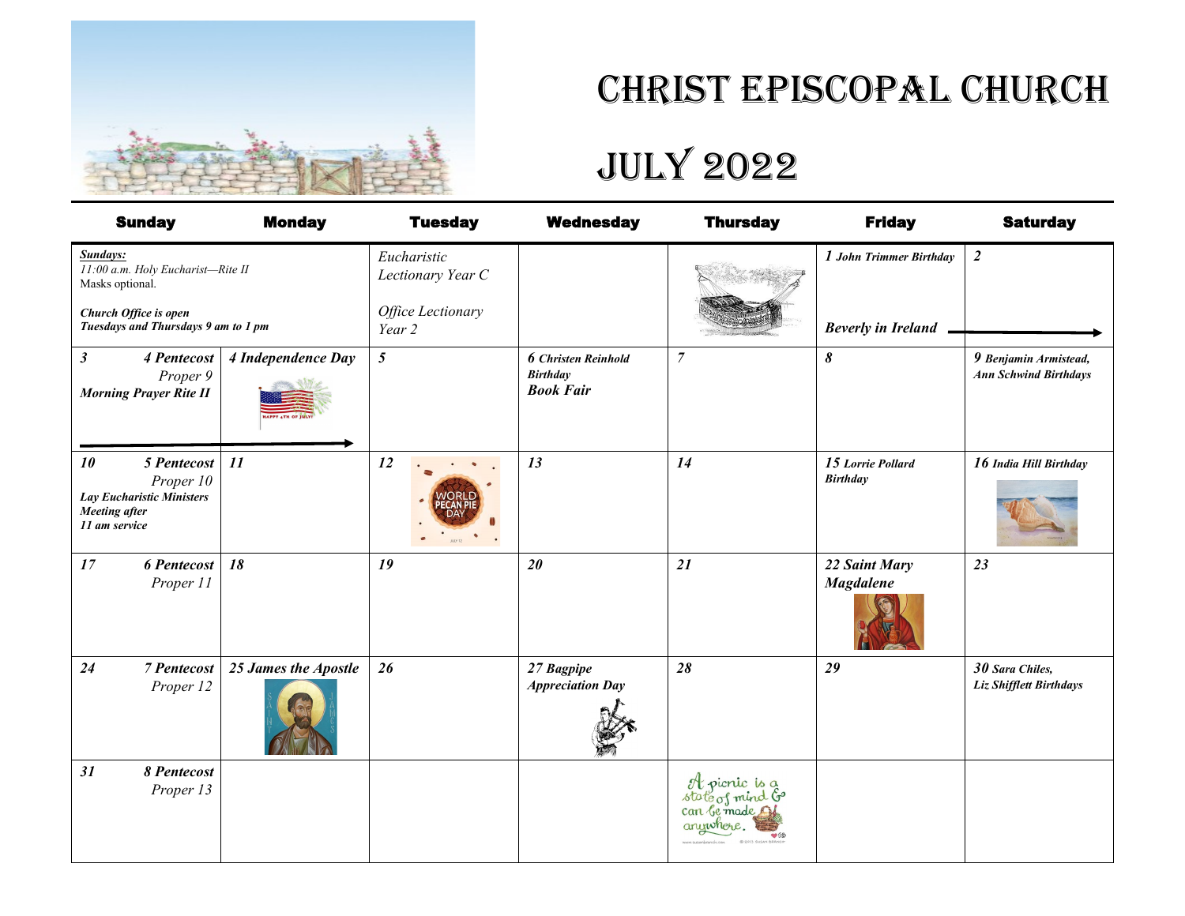# Christ Episcopal Church

# July 2022

| Sunday | Monday | Tuesday | Wednesday | Thursday | Friday | Saturday |
|---|---|---|---|---|---|---|
| ***Sundays:*** *11:00 a.m. Holy Eucharist—Rite II* Masks optional. ***Church Office is open Tuesdays and Thursdays 9 am to 1 pm*** | | *Eucharistic Lectionary Year C* *Office Lectionary Year 2* | | | ***1 John Trimmer Birthday*** ***Beverly in Ireland*** → | ***2*** |
| ***3*** ***4 Pentecost*** *Proper 9* ***Morning Prayer Rite II*** → | ***4 Independence Day*** | ***5*** | ***6 Christen Reinhold Birthday*** ***Book Fair*** | ***7*** | ***8*** | ***9 Benjamin Armistead, Ann Schwind Birthdays*** |
| ***10*** ***5 Pentecost*** *Proper 10* ***Lay Eucharistic Ministers Meeting after 11 am service*** | ***11*** | ***12*** | ***13*** | ***14*** | ***15 Lorrie Pollard Birthday*** | ***16 India Hill Birthday*** |
| ***17*** ***6 Pentecost*** *Proper 11* | ***18*** | ***19*** | ***20*** | ***21*** | ***22 Saint Mary Magdalene*** | ***23*** |
| ***24*** ***7 Pentecost*** *Proper 12* | ***25 James the Apostle*** | ***26*** | ***27 Bagpipe Appreciation Day*** | ***28*** | ***29*** | ***30 Sara Chiles, Liz Shifflett Birthdays*** |
| ***31*** ***8 Pentecost*** *Proper 13* | | | | | | |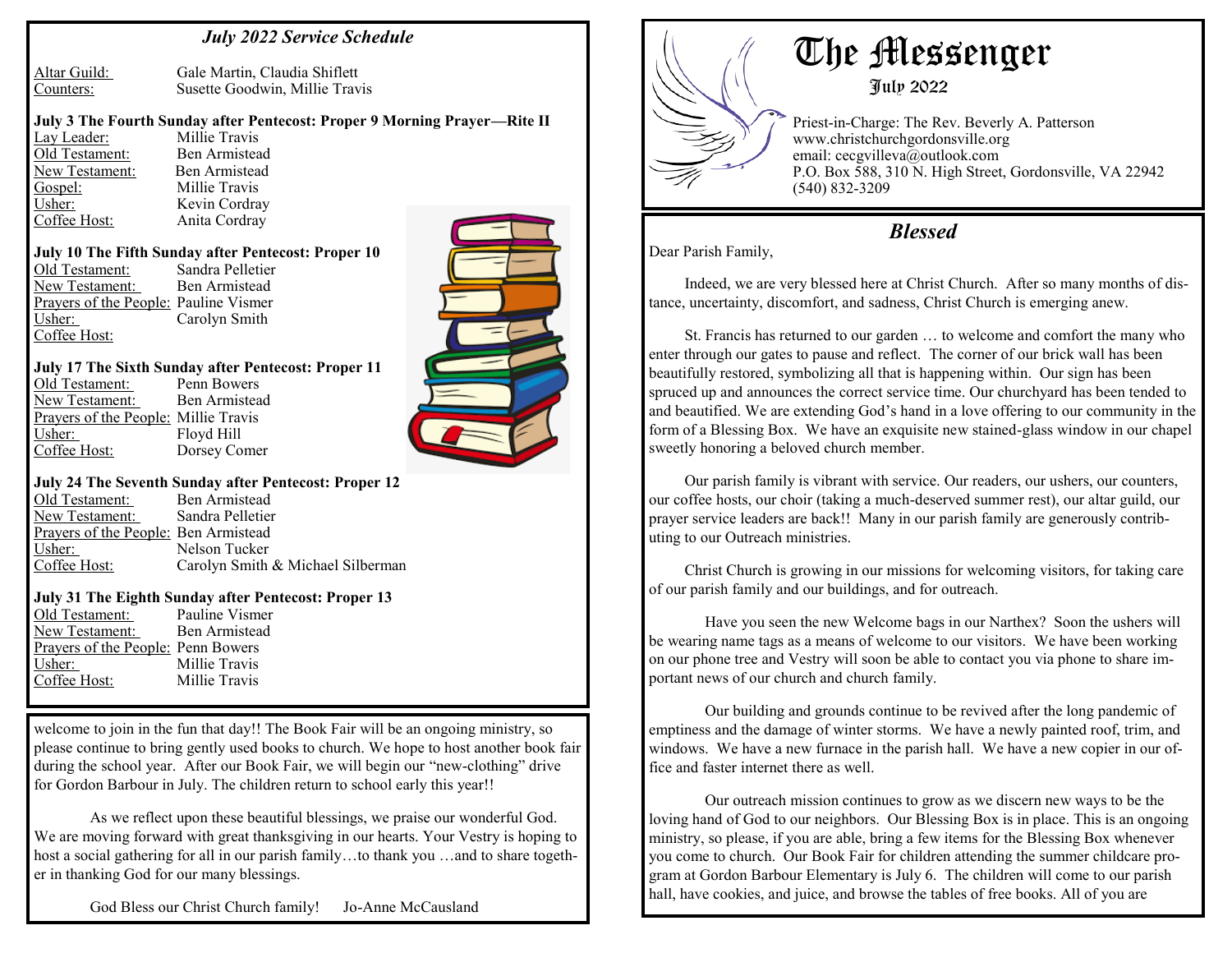# The Messenger

July 2022

Priest-in-Charge: The Rev. Beverly A. Patterson
www.christchurchgordonsville.org
email: cecgvilleva@outlook.com
P.O. Box 588, 310 N. High Street, Gordonsville, VA 22942
(540) 832-3209

## *Blessed*

Dear Parish Family,

Indeed, we are very blessed here at Christ Church. After so many months of distance, uncertainty, discomfort, and sadness, Christ Church is emerging anew.

St. Francis has returned to our garden … to welcome and comfort the many who enter through our gates to pause and reflect. The corner of our brick wall has been beautifully restored, symbolizing all that is happening within. Our sign has been spruced up and announces the correct service time. Our churchyard has been tended to and beautified. We are extending God's hand in a love offering to our community in the form of a Blessing Box. We have an exquisite new stained-glass window in our chapel sweetly honoring a beloved church member.

Our parish family is vibrant with service. Our readers, our ushers, our counters, our coffee hosts, our choir (taking a much-deserved summer rest), our altar guild, our prayer service leaders are back!! Many in our parish family are generously contributing to our Outreach ministries.

Christ Church is growing in our missions for welcoming visitors, for taking care of our parish family and our buildings, and for outreach.

Have you seen the new Welcome bags in our Narthex? Soon the ushers will be wearing name tags as a means of welcome to our visitors. We have been working on our phone tree and Vestry will soon be able to contact you via phone to share important news of our church and church family.

Our building and grounds continue to be revived after the long pandemic of emptiness and the damage of winter storms. We have a newly painted roof, trim, and windows. We have a new furnace in the parish hall. We have a new copier in our office and faster internet there as well.

Our outreach mission continues to grow as we discern new ways to be the loving hand of God to our neighbors. Our Blessing Box is in place. This is an ongoing ministry, so please, if you are able, bring a few items for the Blessing Box whenever you come to church. Our Book Fair for children attending the summer childcare program at Gordon Barbour Elementary is July 6. The children will come to our parish hall, have cookies, and juice, and browse the tables of free books. All of you are welcome to join in the fun that day!! The Book Fair will be an ongoing ministry, so please continue to bring gently used books to church. We hope to host another book fair during the school year. After our Book Fair, we will begin our "new-clothing" drive for Gordon Barbour in July. The children return to school early this year!!

As we reflect upon these beautiful blessings, we praise our wonderful God. We are moving forward with great thanksgiving in our hearts. Your Vestry is hoping to host a social gathering for all in our parish family…to thank you …and to share together in thanking God for our many blessings.

God Bless our Christ Church family! Jo-Anne McCausland

## *July 2022 Service Schedule*

Altar Guild: Gale Martin, Claudia Shiflett
Counters: Susette Goodwin, Millie Travis

**July 3 The Fourth Sunday after Pentecost: Proper 9 Morning Prayer—Rite II**
Lay Leader: Millie Travis
Old Testament: Ben Armistead
New Testament: Ben Armistead
Gospel: Millie Travis
Usher: Kevin Cordray
Coffee Host: Anita Cordray

**July 10 The Fifth Sunday after Pentecost: Proper 10**
Old Testament: Sandra Pelletier
New Testament: Ben Armistead
Prayers of the People: Pauline Vismer
Usher: Carolyn Smith
Coffee Host:

**July 17 The Sixth Sunday after Pentecost: Proper 11**
Old Testament: Penn Bowers
New Testament: Ben Armistead
Prayers of the People: Millie Travis
Usher: Floyd Hill
Coffee Host: Dorsey Comer

**July 24 The Seventh Sunday after Pentecost: Proper 12**
Old Testament: Ben Armistead
New Testament: Sandra Pelletier
Prayers of the People: Ben Armistead
Usher: Nelson Tucker
Coffee Host: Carolyn Smith & Michael Silberman

**July 31 The Eighth Sunday after Pentecost: Proper 13**
Old Testament: Pauline Vismer
New Testament: Ben Armistead
Prayers of the People: Penn Bowers
Usher: Millie Travis
Coffee Host: Millie Travis